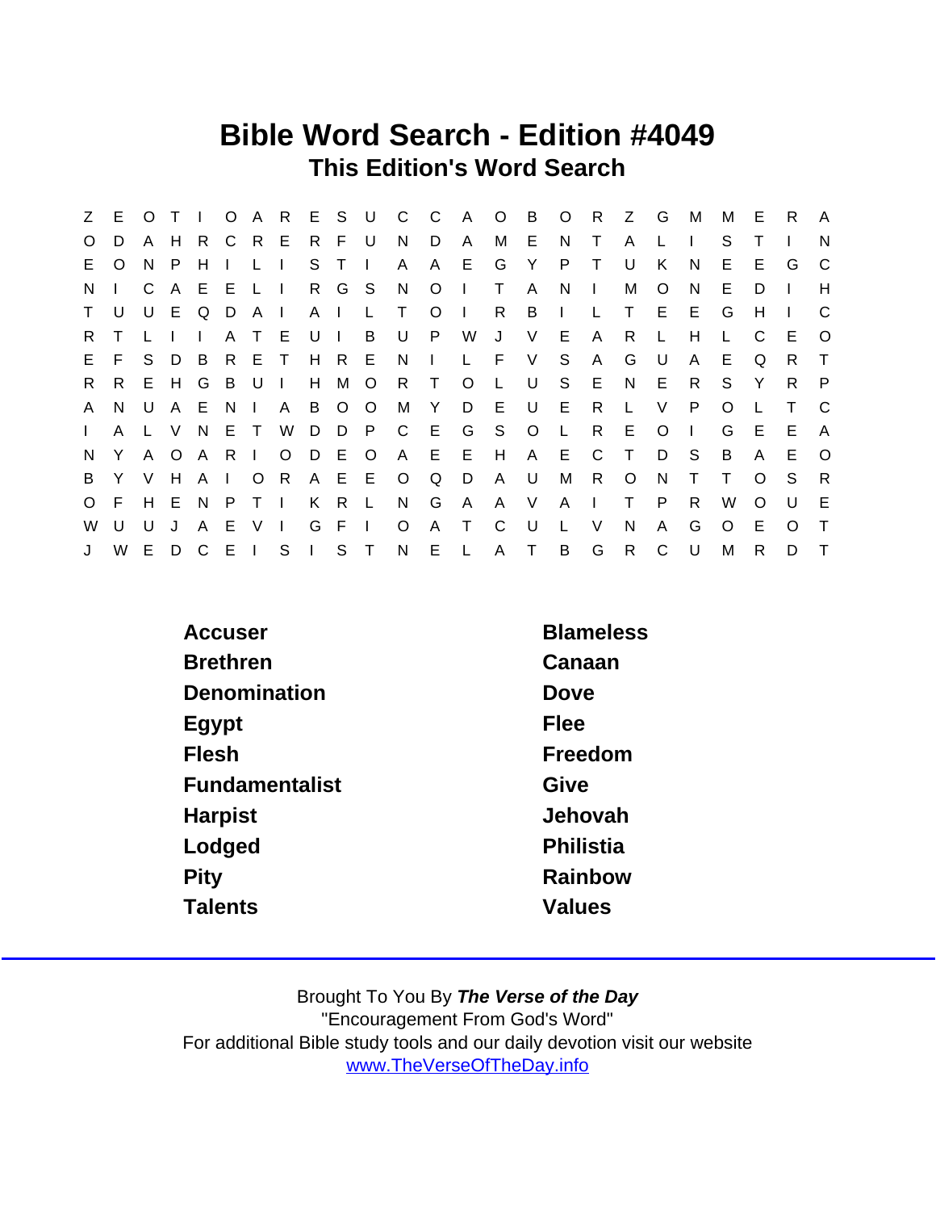# Bible Word Search - Edition #4049

## This Edition's Word Search

```
Z E O T I O A R E S U C C A O B O R Z G M M E R A
O D A H R C R E R F U N D A M E N T A L I S T I N
E O N P H I L I S T I A A E G Y P T U K N E E G C
N I C A E E L I R G S N O I T A N I M O N E D I H
T U U E Q D A I A I L T O I R B I L T E E G H I C
R T L I I A T E U I B U P W J V E A R L H L C E O
E F S D B R E T H R E N I L F V S A G U A E Q R T
R R E H G B U I H M O R T O L U S E N E R S Y R P
A N U A E N I A B O O M Y D E U E R L V P O L T C
I A L V N E T W D D P C E G S O L R E O I G E E A
N Y A O A R I O D E O A E E H A E C T D S B A E O
B Y V H A I O R A E E O Q D A U M R O N T T O S R
O F H E N P T I K R L N G A A V A I T P R W O U E
W U U J A E V I G F I O A T C U L V N A G O E O T
J W E D C E I S I S T N E L A T B G R C U M R D T
```

| | |
|---|---|
| Accuser | Blameless |
| Brethren | Canaan |
| Denomination | Dove |
| Egypt | Flee |
| Flesh | Freedom |
| Fundamentalist | Give |
| Harpist | Jehovah |
| Lodged | Philistia |
| Pity | Rainbow |
| Talents | Values |

Brought To You By ***The Verse of the Day***
"Encouragement From God's Word"
For additional Bible study tools and our daily devotion visit our website
www.TheVerseOfTheDay.info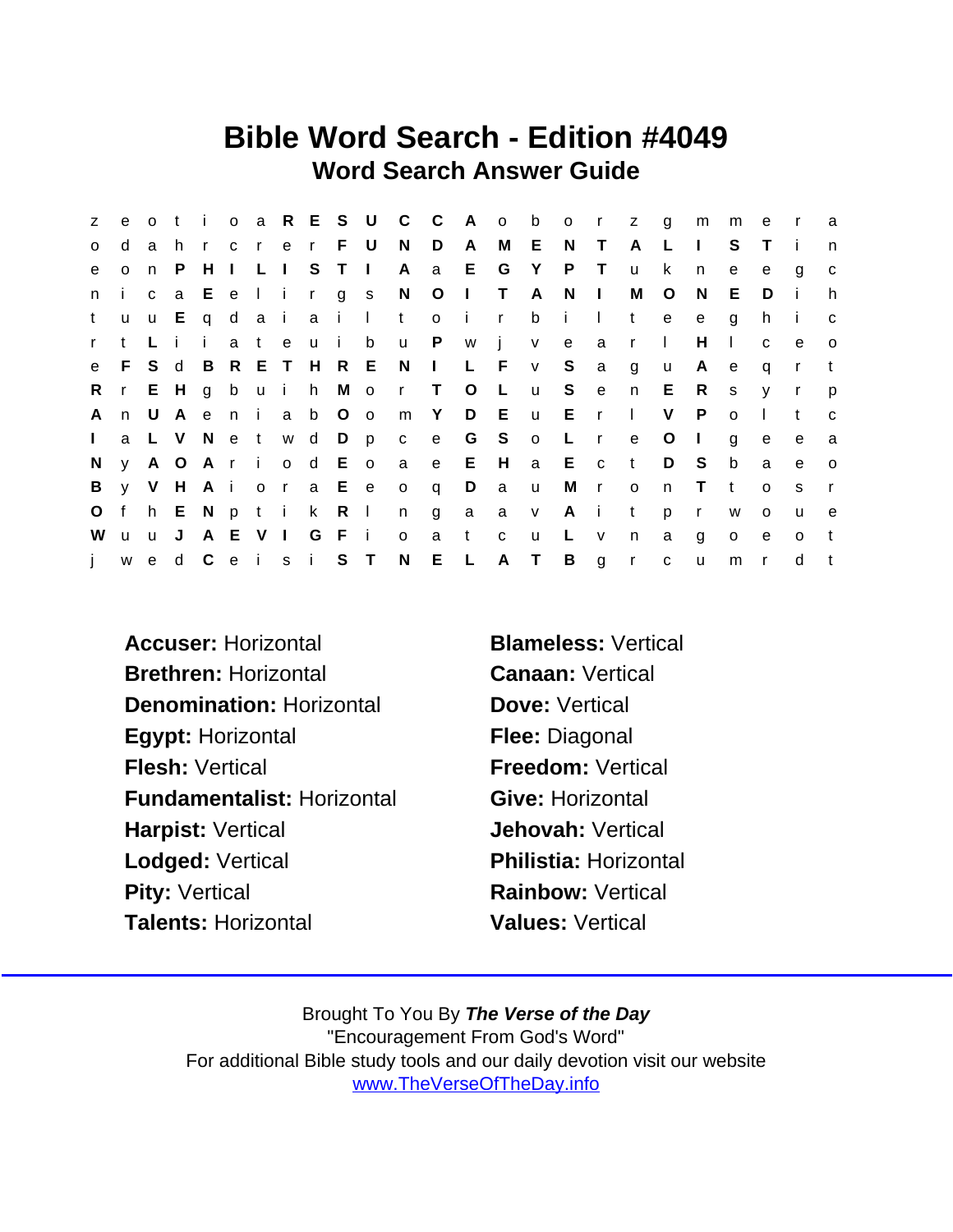# Bible Word Search - Edition #4049

## Word Search Answer Guide

```
z e o t i o a R E S U C C A o b o r z g m m e r a
o d a h r c r e r F U N D A M E N T A L I S T i n
e o n P H I L I S T I A a E G Y P T u k n e e g c
n i c a E e l i r g s N O I T A N I M O N E D i h
t u u E q d a i a i l t o i r b i l t e e g h i c
r t L i i a t e u i b u P w j v e a r l H l c e o
e F S d B R E T H R E N I L F v S a g u A e q r t
R r E H g b u i h M o r T O L u S e n E R s y r p
A n U A e n i a b O o m Y D E u E r l V P o l t c
I a L V N e t w d D p c e G S o L r e O I g e e a
N y A O A r i o d E o a e E H a E c t D S b a e o
B y V H A i o r a E e o q D a u M r o n T t o s r
O f h E N p t i k R l n g a a v A i t p r w o u e
W u u J A E V I G F i o a t c u L v n a g o e o t
j w e d C e i s i S T N E L A T B g r c u m r d t
```

**Accuser:** Horizontal
**Brethren:** Horizontal
**Denomination:** Horizontal
**Egypt:** Horizontal
**Flesh:** Vertical
**Fundamentalist:** Horizontal
**Harpist:** Vertical
**Lodged:** Vertical
**Pity:** Vertical
**Talents:** Horizontal
**Blameless:** Vertical
**Canaan:** Vertical
**Dove:** Vertical
**Flee:** Diagonal
**Freedom:** Vertical
**Give:** Horizontal
**Jehovah:** Vertical
**Philistia:** Horizontal
**Rainbow:** Vertical
**Values:** Vertical

Brought To You By ***The Verse of the Day***
"Encouragement From God's Word"
For additional Bible study tools and our daily devotion visit our website
www.TheVerseOfTheDay.info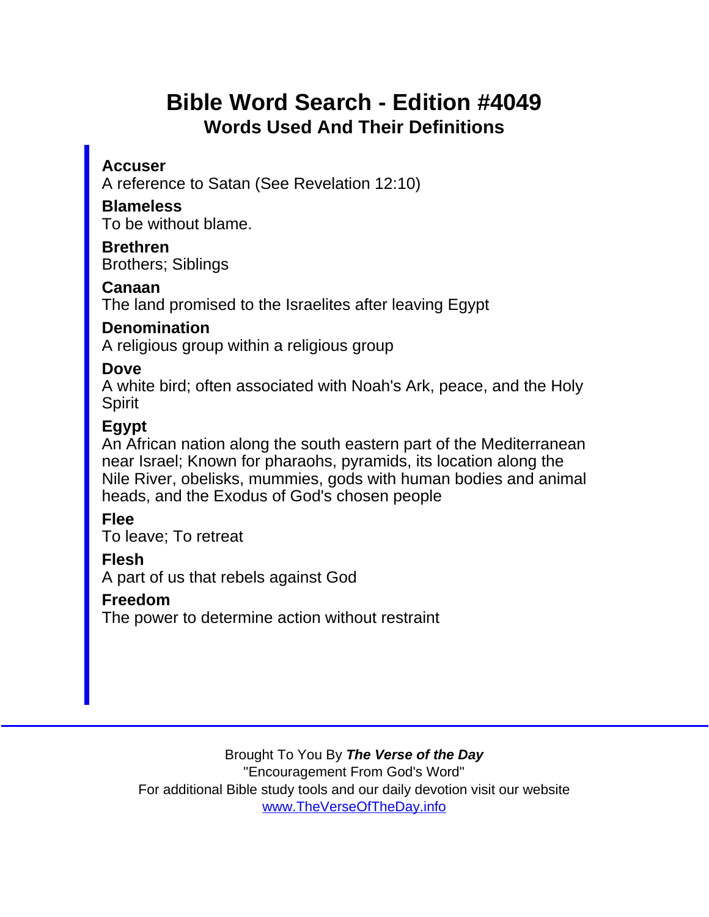# Bible Word Search - Edition #4049

## Words Used And Their Definitions

**Accuser**
A reference to Satan (See Revelation 12:10)

**Blameless**
To be without blame.

**Brethren**
Brothers; Siblings

**Canaan**
The land promised to the Israelites after leaving Egypt

**Denomination**
A religious group within a religious group

**Dove**
A white bird; often associated with Noah's Ark, peace, and the Holy Spirit

**Egypt**
An African nation along the south eastern part of the Mediterranean near Israel; Known for pharaohs, pyramids, its location along the Nile River, obelisks, mummies, gods with human bodies and animal heads, and the Exodus of God's chosen people

**Flee**
To leave; To retreat

**Flesh**
A part of us that rebels against God

**Freedom**
The power to determine action without restraint

Brought To You By ***The Verse of the Day***
"Encouragement From God's Word"
For additional Bible study tools and our daily devotion visit our website
www.TheVerseOfTheDay.info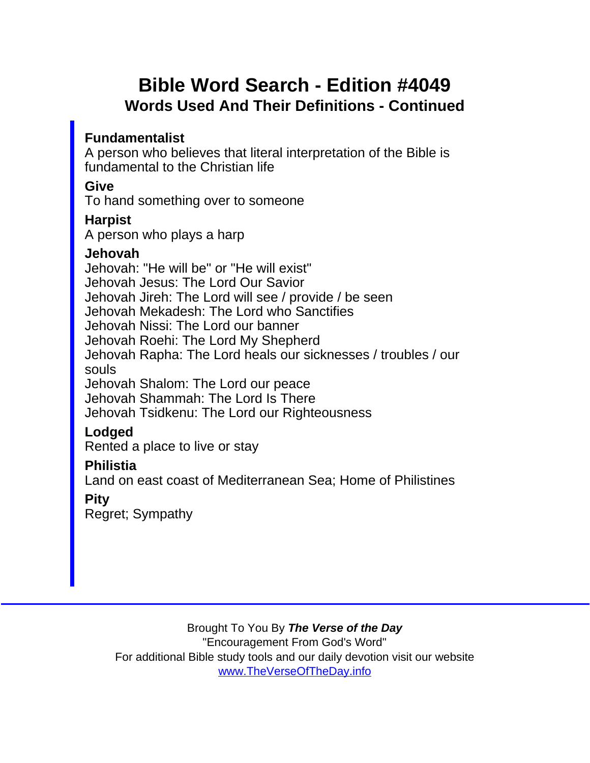# Bible Word Search - Edition #4049

## Words Used And Their Definitions - Continued

**Fundamentalist**
A person who believes that literal interpretation of the Bible is fundamental to the Christian life

**Give**
To hand something over to someone

**Harpist**
A person who plays a harp

**Jehovah**
Jehovah: "He will be" or "He will exist"
Jehovah Jesus: The Lord Our Savior
Jehovah Jireh: The Lord will see / provide / be seen
Jehovah Mekadesh: The Lord who Sanctifies
Jehovah Nissi: The Lord our banner
Jehovah Roehi: The Lord My Shepherd
Jehovah Rapha: The Lord heals our sicknesses / troubles / our souls
Jehovah Shalom: The Lord our peace
Jehovah Shammah: The Lord Is There
Jehovah Tsidkenu: The Lord our Righteousness

**Lodged**
Rented a place to live or stay

**Philistia**
Land on east coast of Mediterranean Sea; Home of Philistines

**Pity**
Regret; Sympathy

Brought To You By ***The Verse of the Day***
"Encouragement From God's Word"
For additional Bible study tools and our daily devotion visit our website
www.TheVerseOfTheDay.info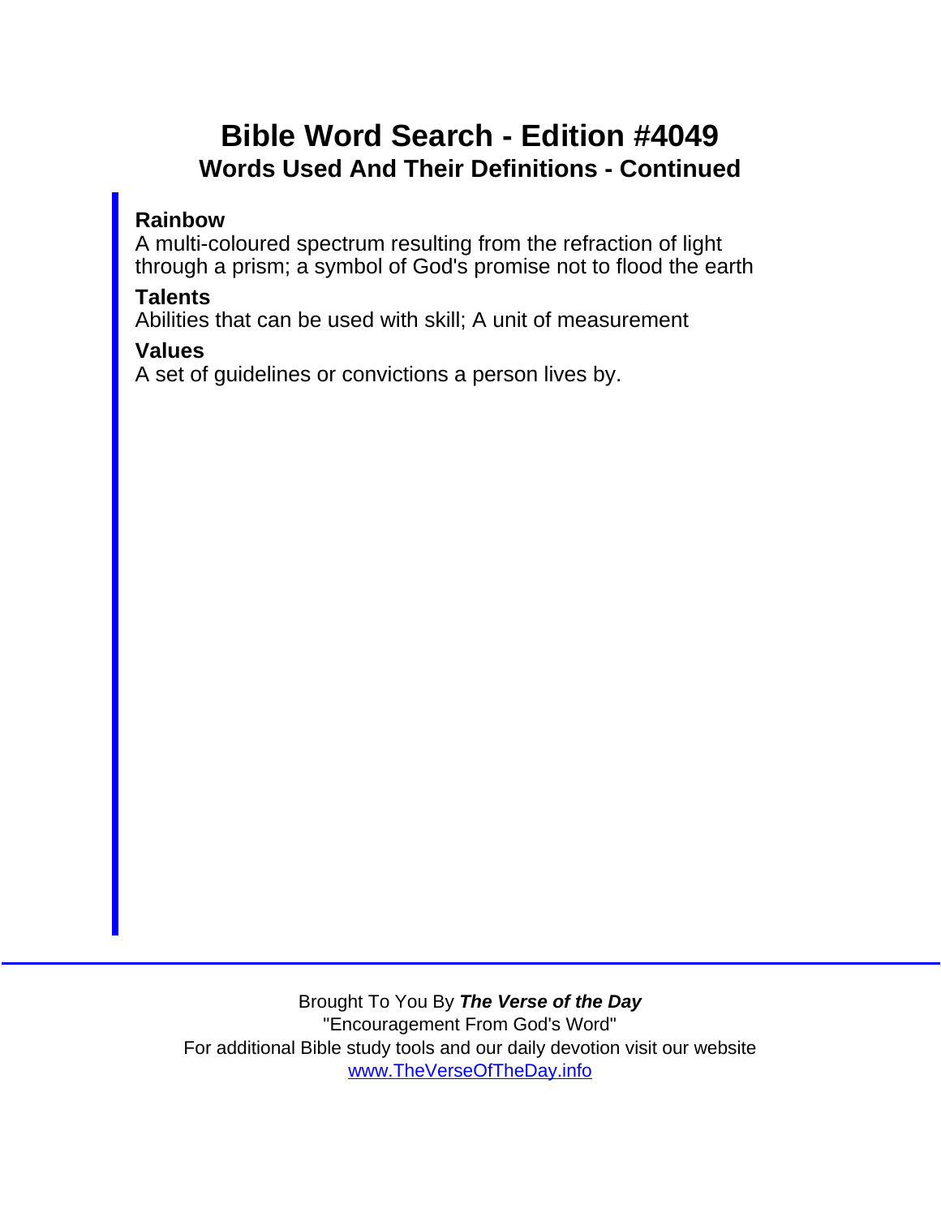# Bible Word Search - Edition #4049

## Words Used And Their Definitions - Continued

**Rainbow**
A multi-coloured spectrum resulting from the refraction of light through a prism; a symbol of God's promise not to flood the earth

**Talents**
Abilities that can be used with skill; A unit of measurement

**Values**
A set of guidelines or convictions a person lives by.

Brought To You By ***The Verse of the Day***
"Encouragement From God's Word"
For additional Bible study tools and our daily devotion visit our website
www.TheVerseOfTheDay.info